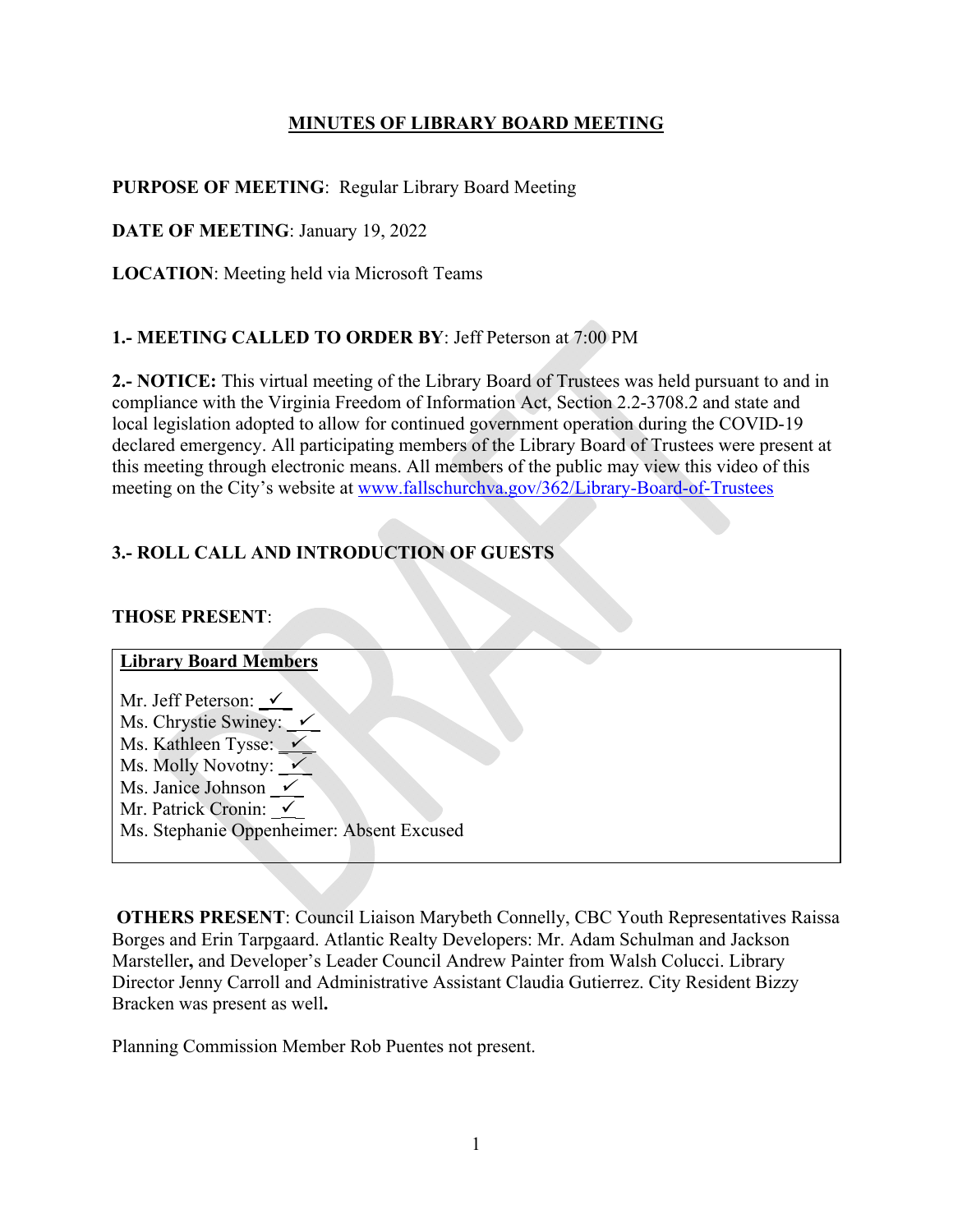# MINUTES OF LIBRARY BOARD MEETING

**PURPOSE OF MEETING**: Regular Library Board Meeting

**DATE OF MEETING**: January 19, 2022

**LOCATION**: Meeting held via Microsoft Teams

**1.- MEETING CALLED TO ORDER BY**: Jeff Peterson at 7:00 PM

**2.- NOTICE:** This virtual meeting of the Library Board of Trustees was held pursuant to and in compliance with the Virginia Freedom of Information Act, Section 2.2-3708.2 and state and local legislation adopted to allow for continued government operation during the COVID-19 declared emergency. All participating members of the Library Board of Trustees were present at this meeting through electronic means. All members of the public may view this video of this meeting on the City's website at www.fallschurchva.gov/362/Library-Board-of-Trustees

**3.- ROLL CALL AND INTRODUCTION OF GUESTS**

**THOSE PRESENT**:

**Library Board Members**

Mr. Jeff Peterson: ✓
Ms. Chrystie Swiney: ✓
Ms. Kathleen Tysse: ✓
Ms. Molly Novotny: ✓
Ms. Janice Johnson ✓
Mr. Patrick Cronin: ✓
Ms. Stephanie Oppenheimer: Absent Excused

**OTHERS PRESENT**: Council Liaison Marybeth Connelly, CBC Youth Representatives Raissa Borges and Erin Tarpgaard. Atlantic Realty Developers: Mr. Adam Schulman and Jackson Marsteller**,** and Developer's Leader Council Andrew Painter from Walsh Colucci. Library Director Jenny Carroll and Administrative Assistant Claudia Gutierrez. City Resident Bizzy Bracken was present as well**.**

Planning Commission Member Rob Puentes not present.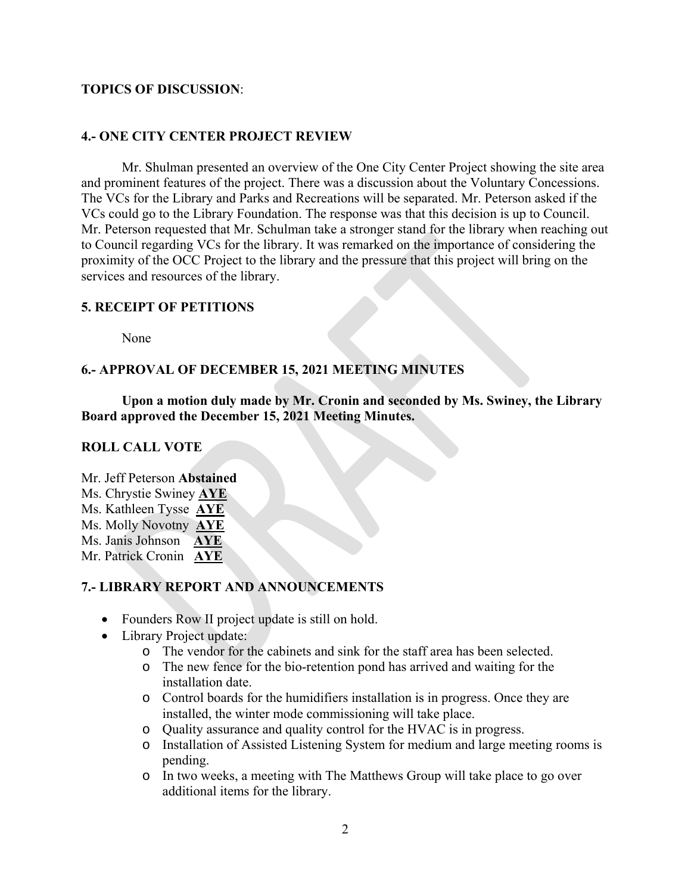**TOPICS OF DISCUSSION**:

## 4.- ONE CITY CENTER PROJECT REVIEW

Mr. Shulman presented an overview of the One City Center Project showing the site area and prominent features of the project. There was a discussion about the Voluntary Concessions. The VCs for the Library and Parks and Recreations will be separated. Mr. Peterson asked if the VCs could go to the Library Foundation. The response was that this decision is up to Council. Mr. Peterson requested that Mr. Schulman take a stronger stand for the library when reaching out to Council regarding VCs for the library. It was remarked on the importance of considering the proximity of the OCC Project to the library and the pressure that this project will bring on the services and resources of the library.

## 5. RECEIPT OF PETITIONS

None

## 6.- APPROVAL OF DECEMBER 15, 2021 MEETING MINUTES

**Upon a motion duly made by Mr. Cronin and seconded by Ms. Swiney, the Library Board approved the December 15, 2021 Meeting Minutes.**

**ROLL CALL VOTE**

Mr. Jeff Peterson **Abstained**
Ms. Chrystie Swiney **AYE**
Ms. Kathleen Tysse **AYE**
Ms. Molly Novotny **AYE**
Ms. Janis Johnson **AYE**
Mr. Patrick Cronin **AYE**

## 7.- LIBRARY REPORT AND ANNOUNCEMENTS

- Founders Row II project update is still on hold.
- Library Project update:
  - The vendor for the cabinets and sink for the staff area has been selected.
  - The new fence for the bio-retention pond has arrived and waiting for the installation date.
  - Control boards for the humidifiers installation is in progress. Once they are installed, the winter mode commissioning will take place.
  - Quality assurance and quality control for the HVAC is in progress.
  - Installation of Assisted Listening System for medium and large meeting rooms is pending.
  - In two weeks, a meeting with The Matthews Group will take place to go over additional items for the library.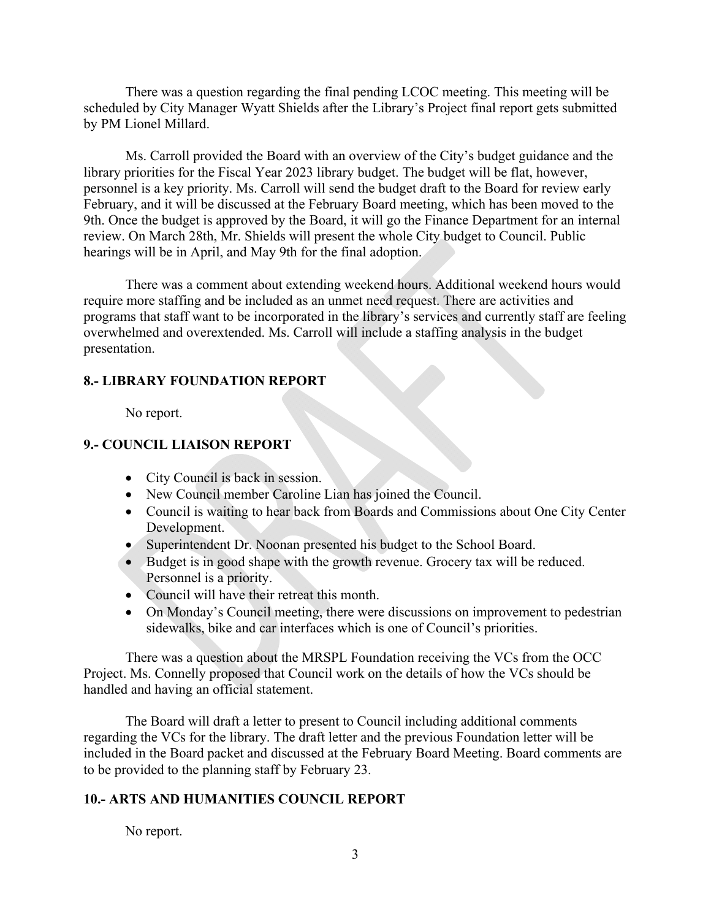There was a question regarding the final pending LCOC meeting. This meeting will be scheduled by City Manager Wyatt Shields after the Library's Project final report gets submitted by PM Lionel Millard.

Ms. Carroll provided the Board with an overview of the City's budget guidance and the library priorities for the Fiscal Year 2023 library budget. The budget will be flat, however, personnel is a key priority. Ms. Carroll will send the budget draft to the Board for review early February, and it will be discussed at the February Board meeting, which has been moved to the 9th. Once the budget is approved by the Board, it will go the Finance Department for an internal review. On March 28th, Mr. Shields will present the whole City budget to Council. Public hearings will be in April, and May 9th for the final adoption.

There was a comment about extending weekend hours. Additional weekend hours would require more staffing and be included as an unmet need request. There are activities and programs that staff want to be incorporated in the library's services and currently staff are feeling overwhelmed and overextended. Ms. Carroll will include a staffing analysis in the budget presentation.

## 8.- LIBRARY FOUNDATION REPORT

No report.

## 9.- COUNCIL LIAISON REPORT

- City Council is back in session.
- New Council member Caroline Lian has joined the Council.
- Council is waiting to hear back from Boards and Commissions about One City Center Development.
- Superintendent Dr. Noonan presented his budget to the School Board.
- Budget is in good shape with the growth revenue. Grocery tax will be reduced. Personnel is a priority.
- Council will have their retreat this month.
- On Monday's Council meeting, there were discussions on improvement to pedestrian sidewalks, bike and car interfaces which is one of Council's priorities.

There was a question about the MRSPL Foundation receiving the VCs from the OCC Project. Ms. Connelly proposed that Council work on the details of how the VCs should be handled and having an official statement.

The Board will draft a letter to present to Council including additional comments regarding the VCs for the library. The draft letter and the previous Foundation letter will be included in the Board packet and discussed at the February Board Meeting. Board comments are to be provided to the planning staff by February 23.

## 10.- ARTS AND HUMANITIES COUNCIL REPORT

No report.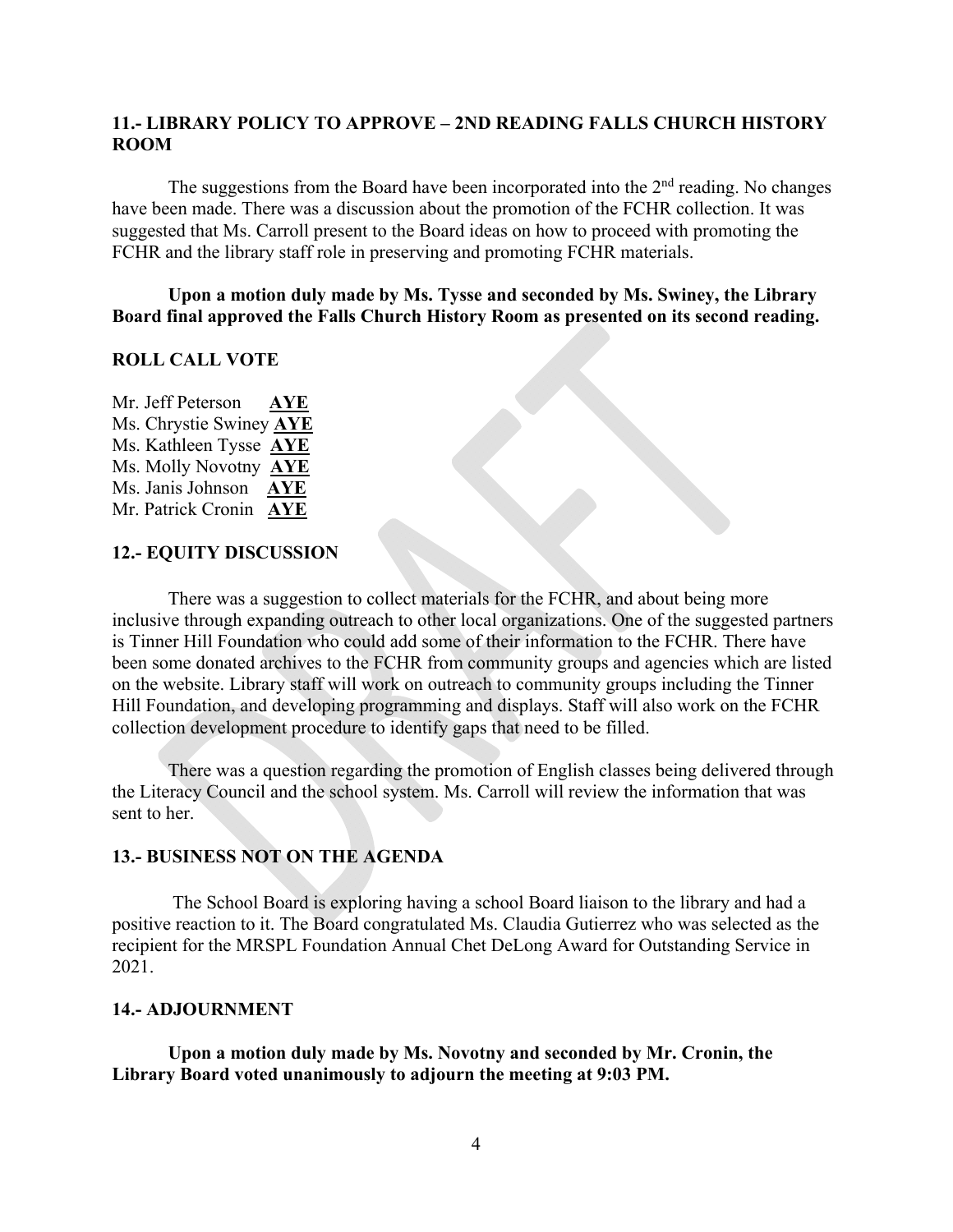### 11.- LIBRARY POLICY TO APPROVE – 2ND READING FALLS CHURCH HISTORY ROOM

The suggestions from the Board have been incorporated into the 2nd reading. No changes have been made. There was a discussion about the promotion of the FCHR collection. It was suggested that Ms. Carroll present to the Board ideas on how to proceed with promoting the FCHR and the library staff role in preserving and promoting FCHR materials.

**Upon a motion duly made by Ms. Tysse and seconded by Ms. Swiney, the Library Board final approved the Falls Church History Room as presented on its second reading.**

**ROLL CALL VOTE**

Mr. Jeff Peterson **AYE**
Ms. Chrystie Swiney **AYE**
Ms. Kathleen Tysse **AYE**
Ms. Molly Novotny **AYE**
Ms. Janis Johnson **AYE**
Mr. Patrick Cronin **AYE**

### 12.- EQUITY DISCUSSION

There was a suggestion to collect materials for the FCHR, and about being more inclusive through expanding outreach to other local organizations. One of the suggested partners is Tinner Hill Foundation who could add some of their information to the FCHR. There have been some donated archives to the FCHR from community groups and agencies which are listed on the website. Library staff will work on outreach to community groups including the Tinner Hill Foundation, and developing programming and displays. Staff will also work on the FCHR collection development procedure to identify gaps that need to be filled.

There was a question regarding the promotion of English classes being delivered through the Literacy Council and the school system. Ms. Carroll will review the information that was sent to her.

### 13.- BUSINESS NOT ON THE AGENDA

The School Board is exploring having a school Board liaison to the library and had a positive reaction to it. The Board congratulated Ms. Claudia Gutierrez who was selected as the recipient for the MRSPL Foundation Annual Chet DeLong Award for Outstanding Service in 2021.

### 14.- ADJOURNMENT

**Upon a motion duly made by Ms. Novotny and seconded by Mr. Cronin, the Library Board voted unanimously to adjourn the meeting at 9:03 PM.**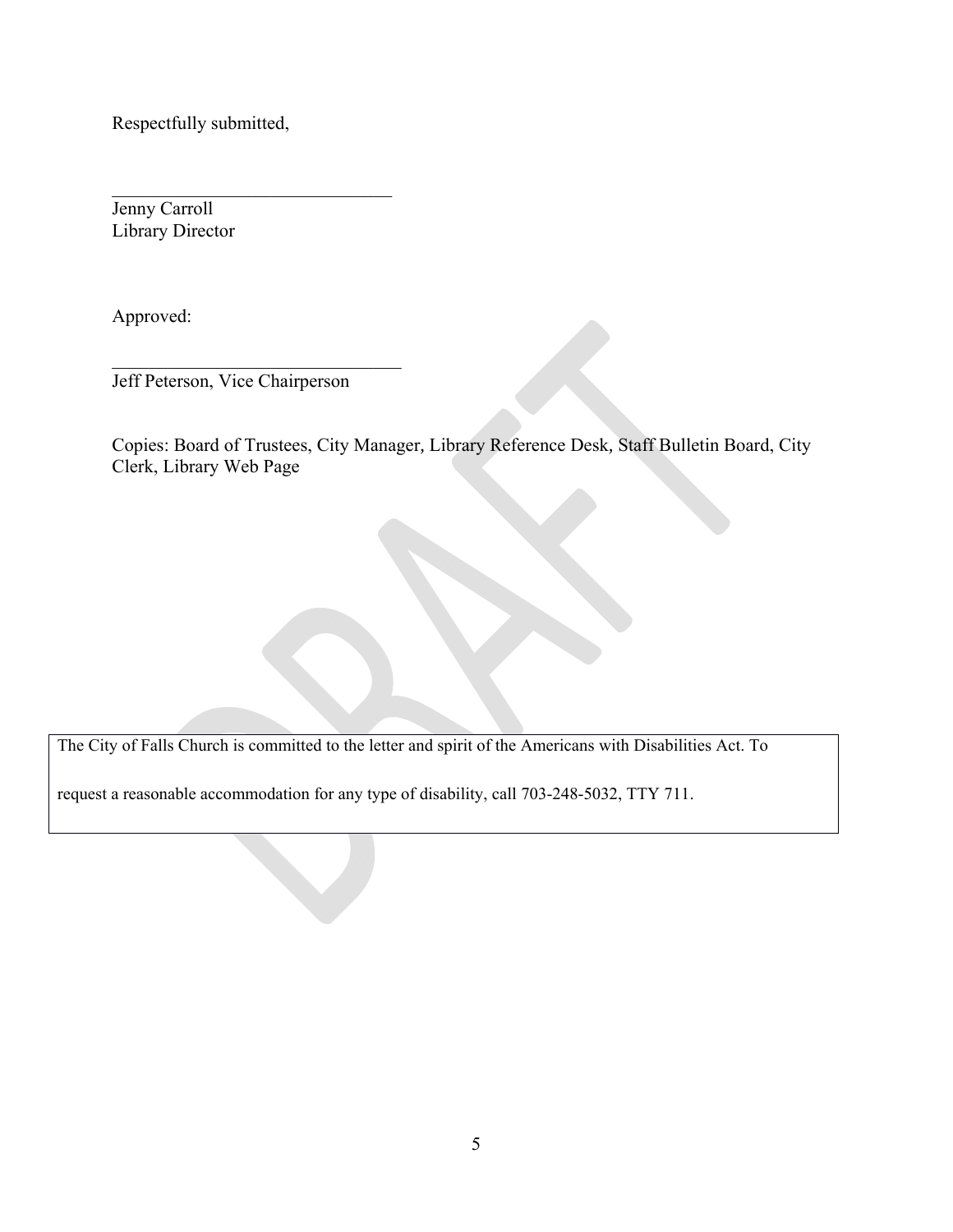Respectfully submitted,

\_\_\_\_\_\_\_\_\_\_\_\_\_\_\_\_\_\_\_\_\_\_\_\_\_\_\_\_\_\_\_\_

Jenny Carroll
Library Director

Approved:

\_\_\_\_\_\_\_\_\_\_\_\_\_\_\_\_\_\_\_\_\_\_\_\_\_\_\_\_\_\_\_\_\_\_

Jeff Peterson, Vice Chairperson

Copies: Board of Trustees, City Manager, Library Reference Desk, Staff Bulletin Board, City Clerk, Library Web Page

DRAFT

> The City of Falls Church is committed to the letter and spirit of the Americans with Disabilities Act. To request a reasonable accommodation for any type of disability, call 703-248-5032, TTY 711.